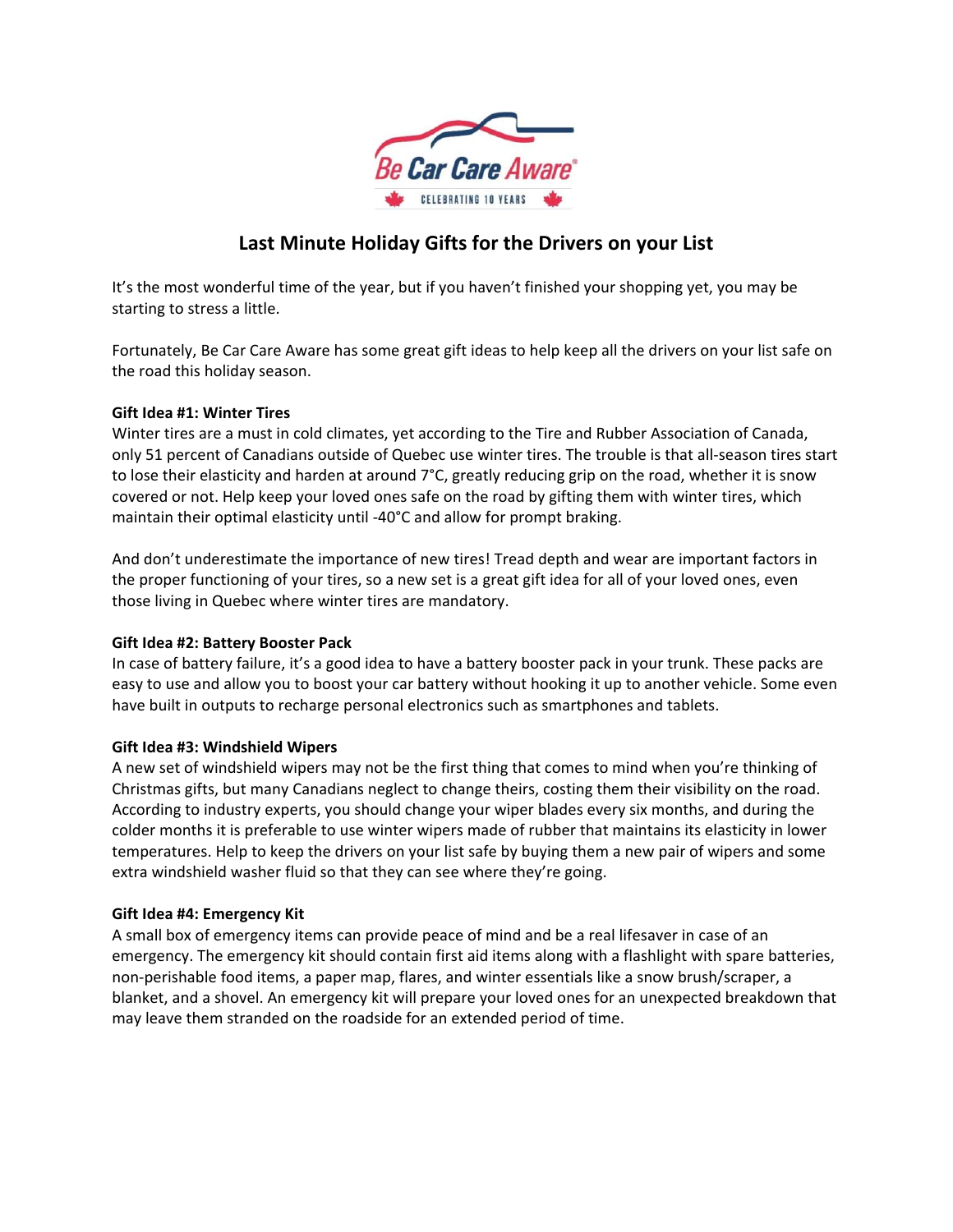# Last Minute Holiday Gifts for the Drivers on your List

It's the most wonderful time of the year, but if you haven't finished your shopping yet, you may be starting to stress a little.

Fortunately, Be Car Care Aware has some great gift ideas to help keep all the drivers on your list safe on the road this holiday season.

**Gift Idea #1: Winter Tires**
Winter tires are a must in cold climates, yet according to the Tire and Rubber Association of Canada, only 51 percent of Canadians outside of Quebec use winter tires. The trouble is that all-season tires start to lose their elasticity and harden at around 7°C, greatly reducing grip on the road, whether it is snow covered or not. Help keep your loved ones safe on the road by gifting them with winter tires, which maintain their optimal elasticity until -40°C and allow for prompt braking.

And don't underestimate the importance of new tires! Tread depth and wear are important factors in the proper functioning of your tires, so a new set is a great gift idea for all of your loved ones, even those living in Quebec where winter tires are mandatory.

**Gift Idea #2: Battery Booster Pack**
In case of battery failure, it's a good idea to have a battery booster pack in your trunk. These packs are easy to use and allow you to boost your car battery without hooking it up to another vehicle. Some even have built in outputs to recharge personal electronics such as smartphones and tablets.

**Gift Idea #3: Windshield Wipers**
A new set of windshield wipers may not be the first thing that comes to mind when you're thinking of Christmas gifts, but many Canadians neglect to change theirs, costing them their visibility on the road. According to industry experts, you should change your wiper blades every six months, and during the colder months it is preferable to use winter wipers made of rubber that maintains its elasticity in lower temperatures. Help to keep the drivers on your list safe by buying them a new pair of wipers and some extra windshield washer fluid so that they can see where they're going.

**Gift Idea #4: Emergency Kit**
A small box of emergency items can provide peace of mind and be a real lifesaver in case of an emergency. The emergency kit should contain first aid items along with a flashlight with spare batteries, non-perishable food items, a paper map, flares, and winter essentials like a snow brush/scraper, a blanket, and a shovel. An emergency kit will prepare your loved ones for an unexpected breakdown that may leave them stranded on the roadside for an extended period of time.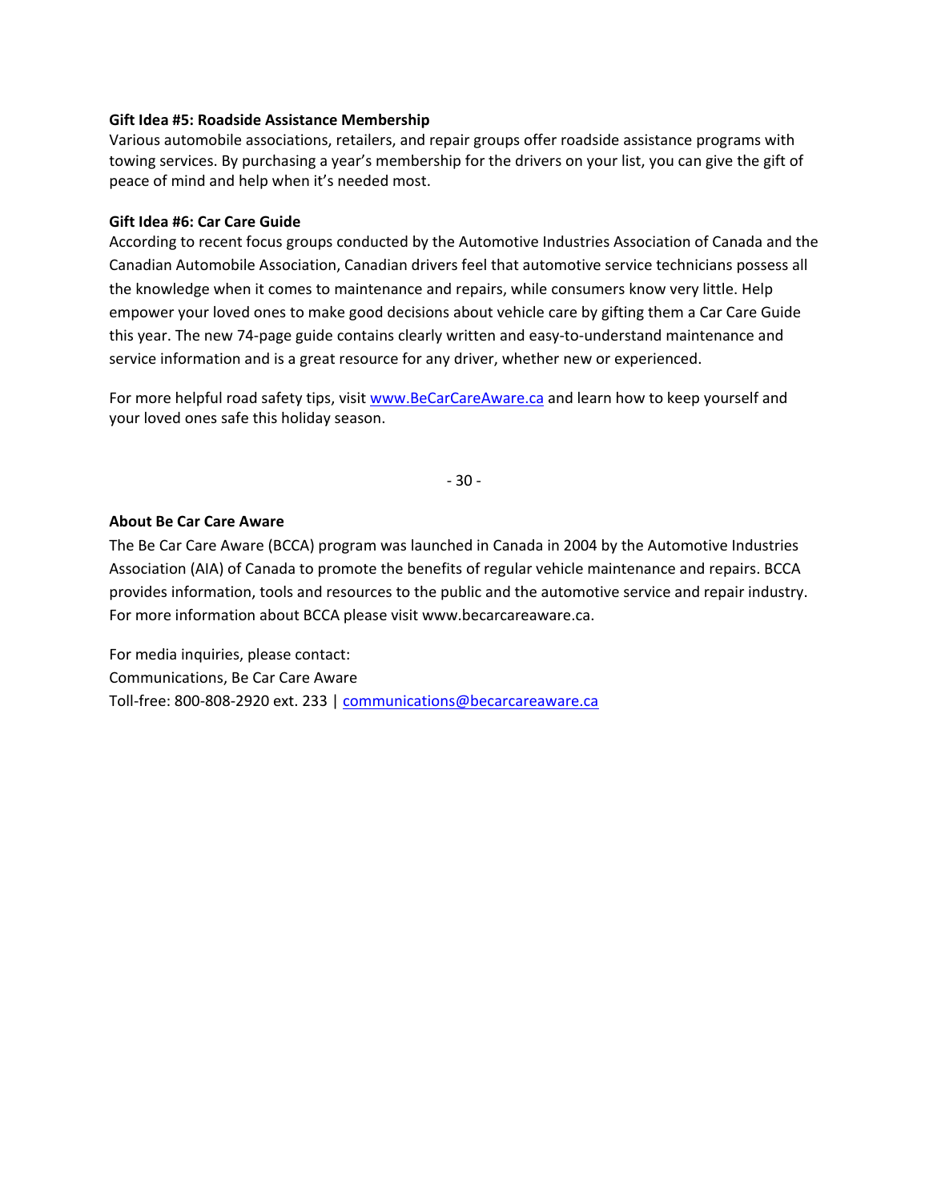**Gift Idea #5: Roadside Assistance Membership**

Various automobile associations, retailers, and repair groups offer roadside assistance programs with towing services. By purchasing a year's membership for the drivers on your list, you can give the gift of peace of mind and help when it's needed most.

**Gift Idea #6: Car Care Guide**

According to recent focus groups conducted by the Automotive Industries Association of Canada and the Canadian Automobile Association, Canadian drivers feel that automotive service technicians possess all the knowledge when it comes to maintenance and repairs, while consumers know very little. Help empower your loved ones to make good decisions about vehicle care by gifting them a Car Care Guide this year. The new 74-page guide contains clearly written and easy-to-understand maintenance and service information and is a great resource for any driver, whether new or experienced.

For more helpful road safety tips, visit [www.BeCarCareAware.ca](http://www.BeCarCareAware.ca) and learn how to keep yourself and your loved ones safe this holiday season.

- 30 -

**About Be Car Care Aware**

The Be Car Care Aware (BCCA) program was launched in Canada in 2004 by the Automotive Industries Association (AIA) of Canada to promote the benefits of regular vehicle maintenance and repairs. BCCA provides information, tools and resources to the public and the automotive service and repair industry. For more information about BCCA please visit www.becarcareaware.ca.

For media inquiries, please contact:
Communications, Be Car Care Aware
Toll-free: 800-808-2920 ext. 233 | [communications@becarcareaware.ca](mailto:communications@becarcareaware.ca)